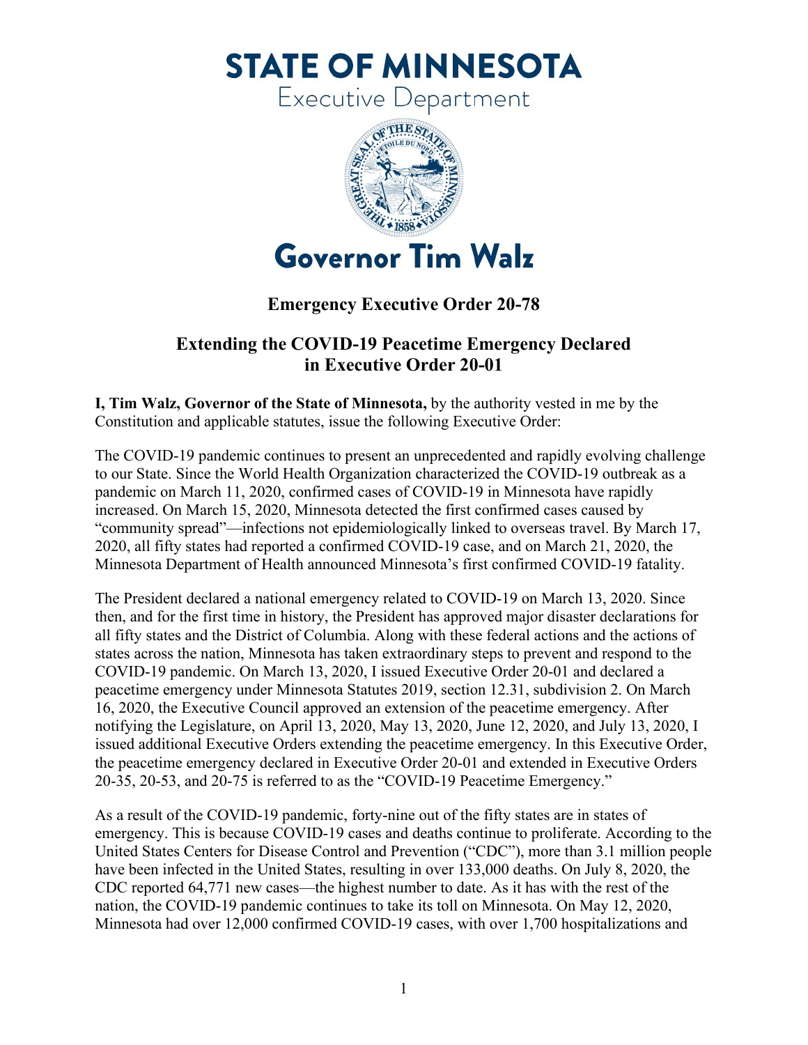# STATE OF MINNESOTA

Executive Department

Governor Tim Walz

## Emergency Executive Order 20-78

## Extending the COVID-19 Peacetime Emergency Declared in Executive Order 20-01

**I, Tim Walz, Governor of the State of Minnesota,** by the authority vested in me by the Constitution and applicable statutes, issue the following Executive Order:

The COVID-19 pandemic continues to present an unprecedented and rapidly evolving challenge to our State. Since the World Health Organization characterized the COVID-19 outbreak as a pandemic on March 11, 2020, confirmed cases of COVID-19 in Minnesota have rapidly increased. On March 15, 2020, Minnesota detected the first confirmed cases caused by "community spread"—infections not epidemiologically linked to overseas travel. By March 17, 2020, all fifty states had reported a confirmed COVID-19 case, and on March 21, 2020, the Minnesota Department of Health announced Minnesota's first confirmed COVID-19 fatality.

The President declared a national emergency related to COVID-19 on March 13, 2020. Since then, and for the first time in history, the President has approved major disaster declarations for all fifty states and the District of Columbia. Along with these federal actions and the actions of states across the nation, Minnesota has taken extraordinary steps to prevent and respond to the COVID-19 pandemic. On March 13, 2020, I issued Executive Order 20-01 and declared a peacetime emergency under Minnesota Statutes 2019, section 12.31, subdivision 2. On March 16, 2020, the Executive Council approved an extension of the peacetime emergency. After notifying the Legislature, on April 13, 2020, May 13, 2020, June 12, 2020, and July 13, 2020, I issued additional Executive Orders extending the peacetime emergency. In this Executive Order, the peacetime emergency declared in Executive Order 20-01 and extended in Executive Orders 20-35, 20-53, and 20-75 is referred to as the "COVID-19 Peacetime Emergency."

As a result of the COVID-19 pandemic, forty-nine out of the fifty states are in states of emergency. This is because COVID-19 cases and deaths continue to proliferate. According to the United States Centers for Disease Control and Prevention ("CDC"), more than 3.1 million people have been infected in the United States, resulting in over 133,000 deaths. On July 8, 2020, the CDC reported 64,771 new cases—the highest number to date. As it has with the rest of the nation, the COVID-19 pandemic continues to take its toll on Minnesota. On May 12, 2020, Minnesota had over 12,000 confirmed COVID-19 cases, with over 1,700 hospitalizations and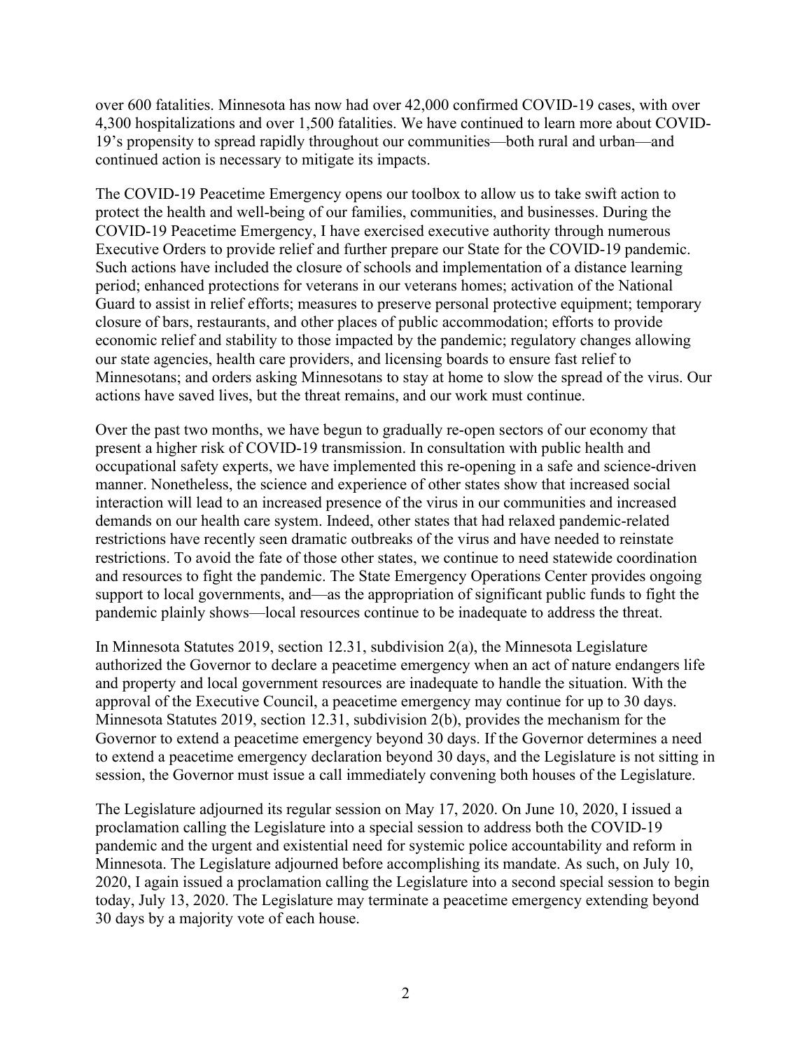over 600 fatalities. Minnesota has now had over 42,000 confirmed COVID-19 cases, with over 4,300 hospitalizations and over 1,500 fatalities. We have continued to learn more about COVID-19's propensity to spread rapidly throughout our communities—both rural and urban—and continued action is necessary to mitigate its impacts.

The COVID-19 Peacetime Emergency opens our toolbox to allow us to take swift action to protect the health and well-being of our families, communities, and businesses. During the COVID-19 Peacetime Emergency, I have exercised executive authority through numerous Executive Orders to provide relief and further prepare our State for the COVID-19 pandemic. Such actions have included the closure of schools and implementation of a distance learning period; enhanced protections for veterans in our veterans homes; activation of the National Guard to assist in relief efforts; measures to preserve personal protective equipment; temporary closure of bars, restaurants, and other places of public accommodation; efforts to provide economic relief and stability to those impacted by the pandemic; regulatory changes allowing our state agencies, health care providers, and licensing boards to ensure fast relief to Minnesotans; and orders asking Minnesotans to stay at home to slow the spread of the virus. Our actions have saved lives, but the threat remains, and our work must continue.

Over the past two months, we have begun to gradually re-open sectors of our economy that present a higher risk of COVID-19 transmission. In consultation with public health and occupational safety experts, we have implemented this re-opening in a safe and science-driven manner. Nonetheless, the science and experience of other states show that increased social interaction will lead to an increased presence of the virus in our communities and increased demands on our health care system. Indeed, other states that had relaxed pandemic-related restrictions have recently seen dramatic outbreaks of the virus and have needed to reinstate restrictions. To avoid the fate of those other states, we continue to need statewide coordination and resources to fight the pandemic. The State Emergency Operations Center provides ongoing support to local governments, and—as the appropriation of significant public funds to fight the pandemic plainly shows—local resources continue to be inadequate to address the threat.

In Minnesota Statutes 2019, section 12.31, subdivision 2(a), the Minnesota Legislature authorized the Governor to declare a peacetime emergency when an act of nature endangers life and property and local government resources are inadequate to handle the situation. With the approval of the Executive Council, a peacetime emergency may continue for up to 30 days. Minnesota Statutes 2019, section 12.31, subdivision 2(b), provides the mechanism for the Governor to extend a peacetime emergency beyond 30 days. If the Governor determines a need to extend a peacetime emergency declaration beyond 30 days, and the Legislature is not sitting in session, the Governor must issue a call immediately convening both houses of the Legislature.

The Legislature adjourned its regular session on May 17, 2020. On June 10, 2020, I issued a proclamation calling the Legislature into a special session to address both the COVID-19 pandemic and the urgent and existential need for systemic police accountability and reform in Minnesota. The Legislature adjourned before accomplishing its mandate. As such, on July 10, 2020, I again issued a proclamation calling the Legislature into a second special session to begin today, July 13, 2020. The Legislature may terminate a peacetime emergency extending beyond 30 days by a majority vote of each house.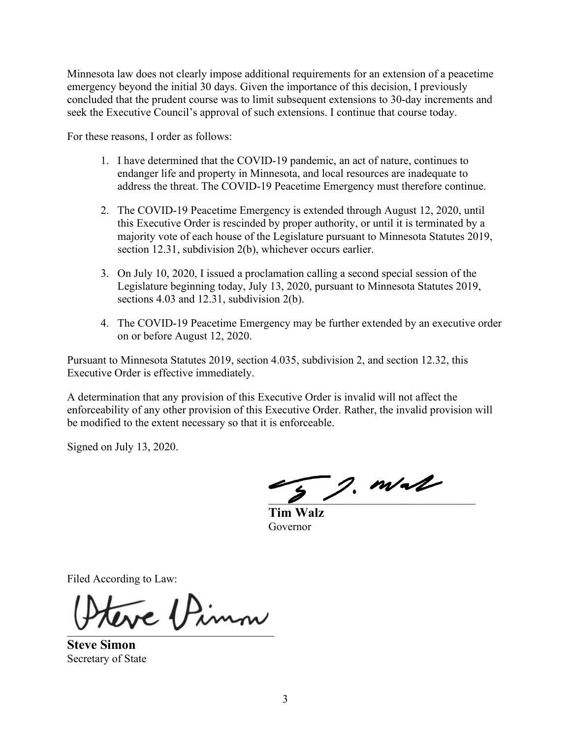Minnesota law does not clearly impose additional requirements for an extension of a peacetime emergency beyond the initial 30 days. Given the importance of this decision, I previously concluded that the prudent course was to limit subsequent extensions to 30-day increments and seek the Executive Council's approval of such extensions. I continue that course today.

For these reasons, I order as follows:

1. I have determined that the COVID-19 pandemic, an act of nature, continues to endanger life and property in Minnesota, and local resources are inadequate to address the threat. The COVID-19 Peacetime Emergency must therefore continue.

2. The COVID-19 Peacetime Emergency is extended through August 12, 2020, until this Executive Order is rescinded by proper authority, or until it is terminated by a majority vote of each house of the Legislature pursuant to Minnesota Statutes 2019, section 12.31, subdivision 2(b), whichever occurs earlier.

3. On July 10, 2020, I issued a proclamation calling a second special session of the Legislature beginning today, July 13, 2020, pursuant to Minnesota Statutes 2019, sections 4.03 and 12.31, subdivision 2(b).

4. The COVID-19 Peacetime Emergency may be further extended by an executive order on or before August 12, 2020.

Pursuant to Minnesota Statutes 2019, section 4.035, subdivision 2, and section 12.32, this Executive Order is effective immediately.

A determination that any provision of this Executive Order is invalid will not affect the enforceability of any other provision of this Executive Order. Rather, the invalid provision will be modified to the extent necessary so that it is enforceable.

Signed on July 13, 2020.

**Tim Walz**
Governor

Filed According to Law:

**Steve Simon**
Secretary of State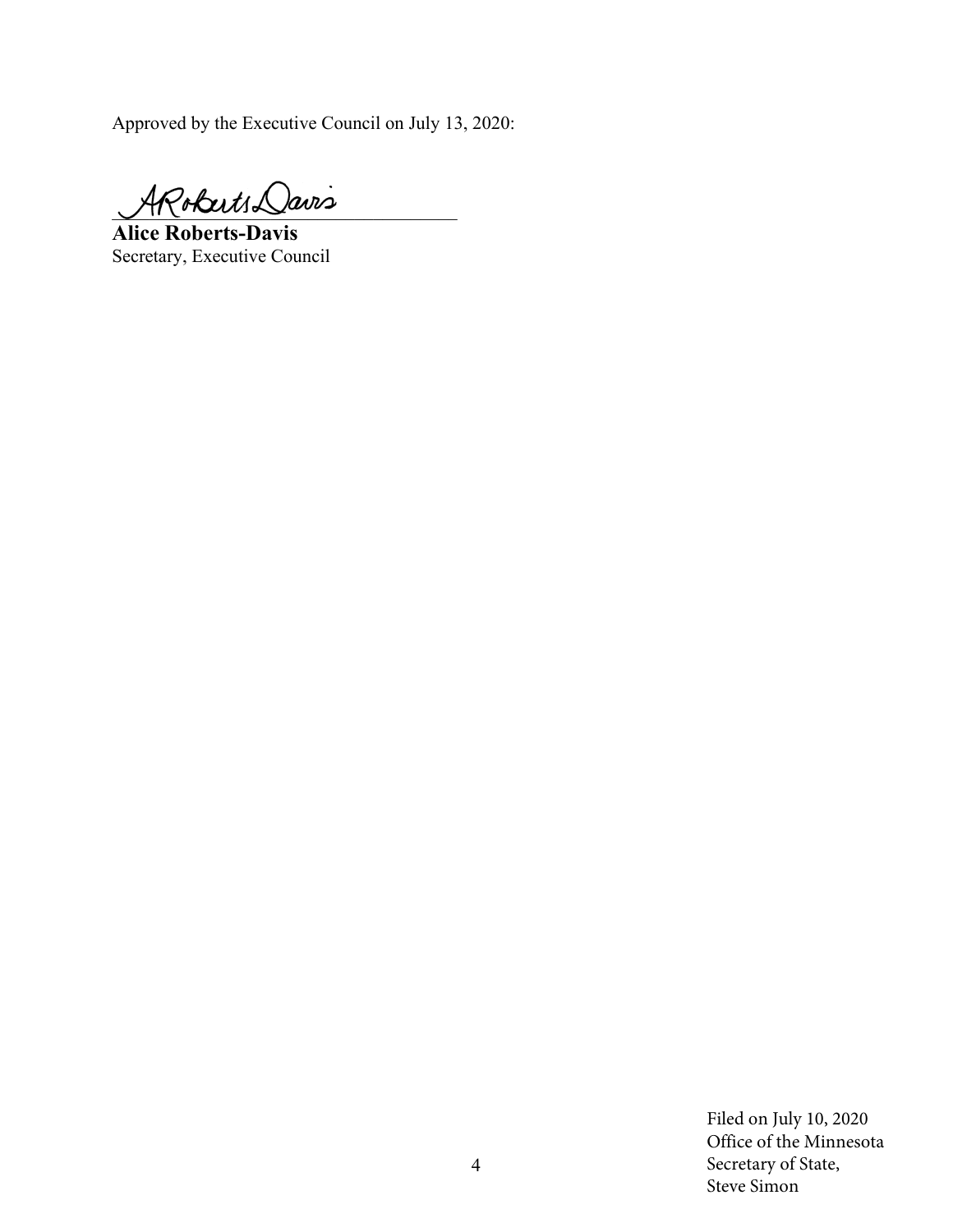Approved by the Executive Council on July 13, 2020:

ARoberts Davis

**Alice Roberts-Davis**
Secretary, Executive Council

Filed on July 10, 2020
Office of the Minnesota
Secretary of State,
Steve Simon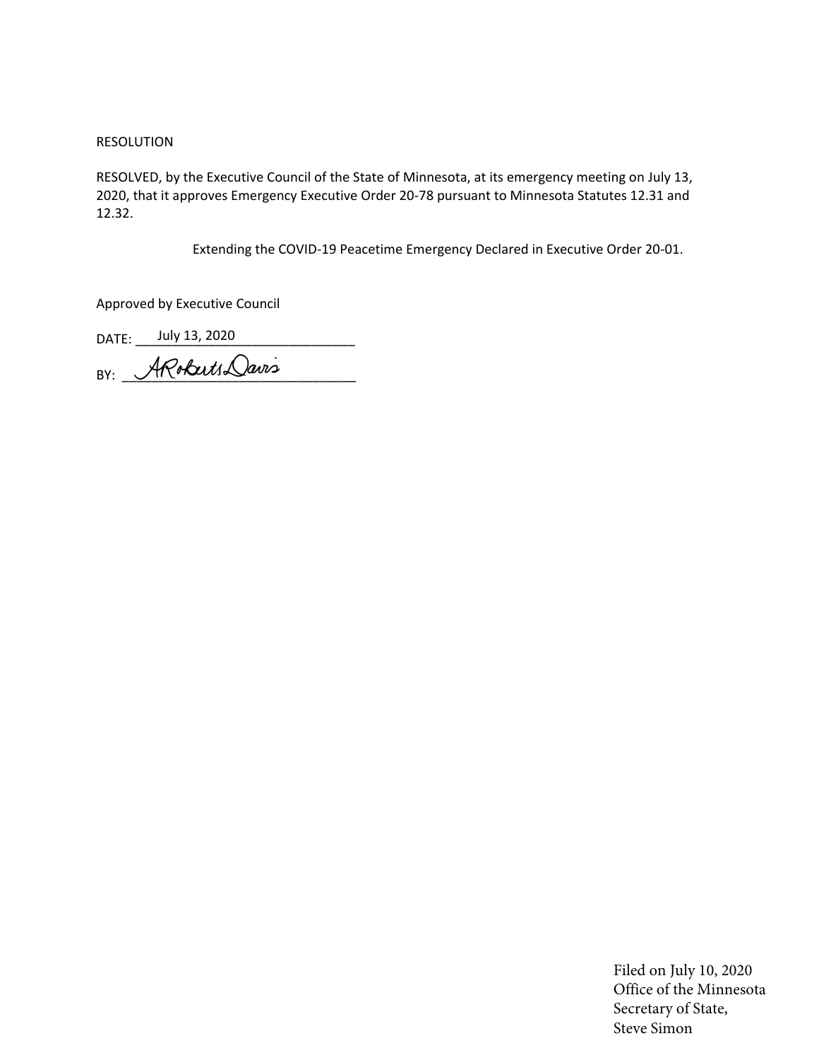RESOLUTION

RESOLVED, by the Executive Council of the State of Minnesota, at its emergency meeting on July 13, 2020, that it approves Emergency Executive Order 20-78 pursuant to Minnesota Statutes 12.31 and 12.32.

Extending the COVID-19 Peacetime Emergency Declared in Executive Order 20-01.

Approved by Executive Council

DATE: July 13, 2020

BY: ARobertsDavis

Filed on July 10, 2020
Office of the Minnesota
Secretary of State,
Steve Simon